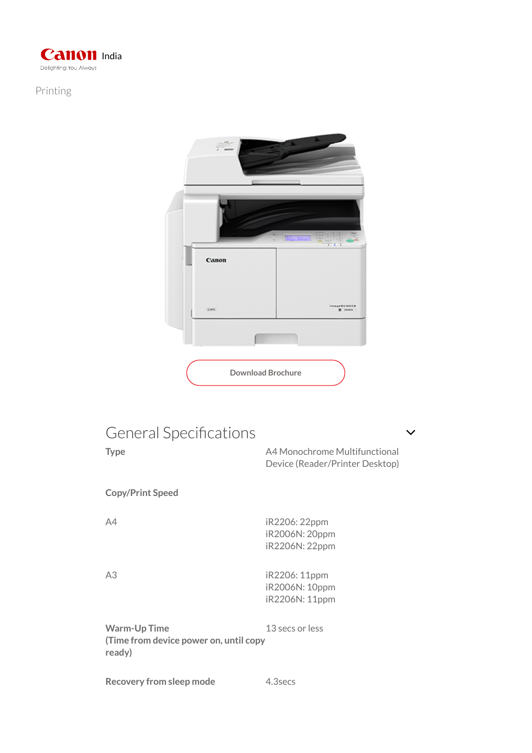Canon India
Delighting You Always

Printing

Download Brochure

## General Specifications

| | |
|---|---|
| **Type** | A4 Monochrome Multifunctional Device (Reader/Printer Desktop) |
| **Copy/Print Speed** | |
| A4 | iR2206: 22ppm<br>iR2006N: 20ppm<br>iR2206N: 22ppm |
| A3 | iR2206: 11ppm<br>iR2006N: 10ppm<br>iR2206N: 11ppm |
| **Warm-Up Time (Time from device power on, until copy ready)** | 13 secs or less |
| **Recovery from sleep mode** | 4.3secs |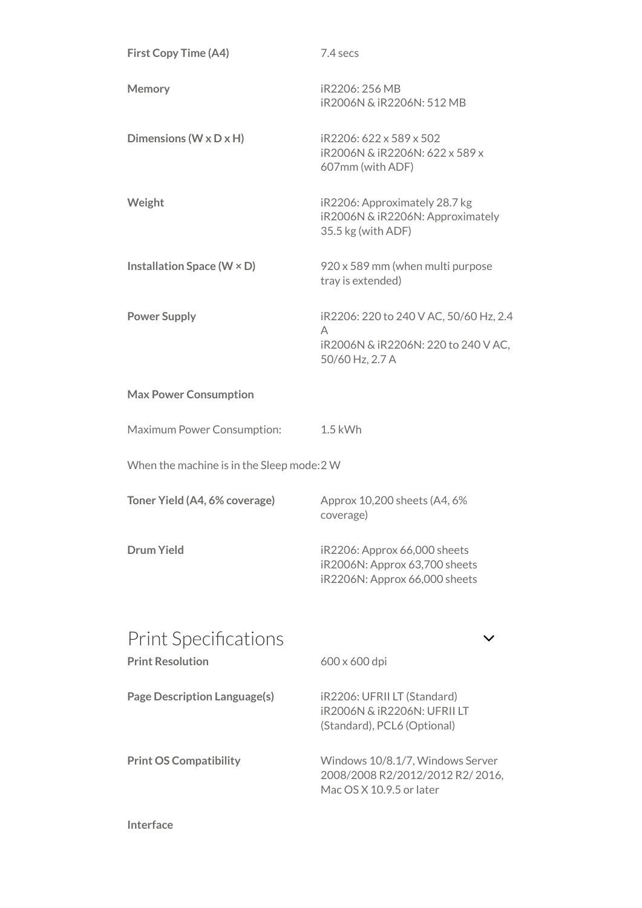| | |
|---|---|
| **First Copy Time (A4)** | 7.4 secs |
| **Memory** | iR2206: 256 MB<br>iR2006N & iR2206N: 512 MB |
| **Dimensions (W x D x H)** | iR2206: 622 x 589 x 502<br>iR2006N & iR2206N: 622 x 589 x 607mm (with ADF) |
| **Weight** | iR2206: Approximately 28.7 kg<br>iR2006N & iR2206N: Approximately 35.5 kg (with ADF) |
| **Installation Space (W × D)** | 920 x 589 mm (when multi purpose tray is extended) |
| **Power Supply** | iR2206: 220 to 240 V AC, 50/60 Hz, 2.4 A<br>iR2006N & iR2206N: 220 to 240 V AC, 50/60 Hz, 2.7 A |
| **Max Power Consumption** | |
| Maximum Power Consumption: | 1.5 kWh |
| When the machine is in the Sleep mode: | 2 W |
| **Toner Yield (A4, 6% coverage)** | Approx 10,200 sheets (A4, 6% coverage) |
| **Drum Yield** | iR2206: Approx 66,000 sheets<br>iR2006N: Approx 63,700 sheets<br>iR2206N: Approx 66,000 sheets |

## Print Specifications

| | |
|---|---|
| **Print Resolution** | 600 x 600 dpi |
| **Page Description Language(s)** | iR2206: UFRII LT (Standard)<br>iR2006N & iR2206N: UFRII LT (Standard), PCL6 (Optional) |
| **Print OS Compatibility** | Windows 10/8.1/7, Windows Server 2008/2008 R2/2012/2012 R2/ 2016, Mac OS X 10.9.5 or later |
| **Interface** | |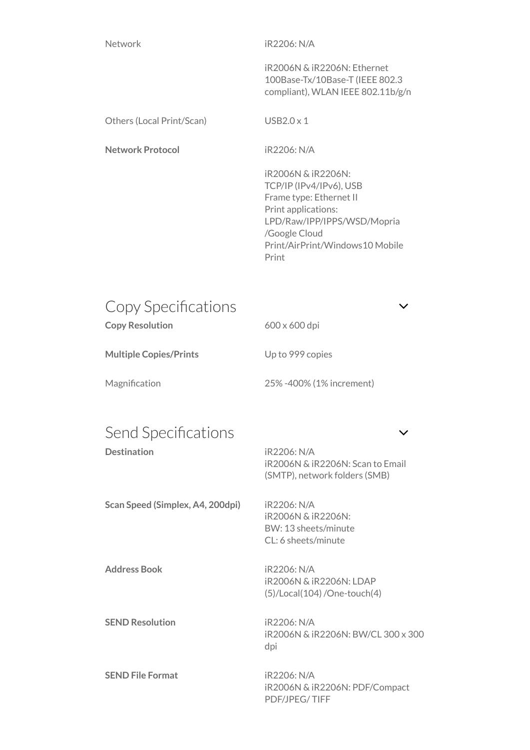| | |
|---|---|
| Network | iR2206: N/A<br><br>iR2006N & iR2206N: Ethernet 100Base-Tx/10Base-T (IEEE 802.3 compliant), WLAN IEEE 802.11b/g/n |
| Others (Local Print/Scan) | USB2.0 x 1 |
| **Network Protocol** | iR2206: N/A<br><br>iR2006N & iR2206N:<br>TCP/IP (IPv4/IPv6), USB<br>Frame type: Ethernet II<br>Print applications:<br>LPD/Raw/IPP/IPPS/WSD/Mopria/Google Cloud Print/AirPrint/Windows10 Mobile Print |

## Copy Specifications

| | |
|---|---|
| **Copy Resolution** | 600 x 600 dpi |
| **Multiple Copies/Prints** | Up to 999 copies |
| Magnification | 25% -400% (1% increment) |

## Send Specifications

| | |
|---|---|
| **Destination** | iR2206: N/A<br>iR2006N & iR2206N: Scan to Email (SMTP), network folders (SMB) |
| **Scan Speed (Simplex, A4, 200dpi)** | iR2206: N/A<br>iR2006N & iR2206N:<br>BW: 13 sheets/minute<br>CL: 6 sheets/minute |
| **Address Book** | iR2206: N/A<br>iR2006N & iR2206N: LDAP (5)/Local(104) /One-touch(4) |
| **SEND Resolution** | iR2206: N/A<br>iR2006N & iR2206N: BW/CL 300 x 300 dpi |
| **SEND File Format** | iR2206: N/A<br>iR2006N & iR2206N: PDF/Compact PDF/JPEG/ TIFF |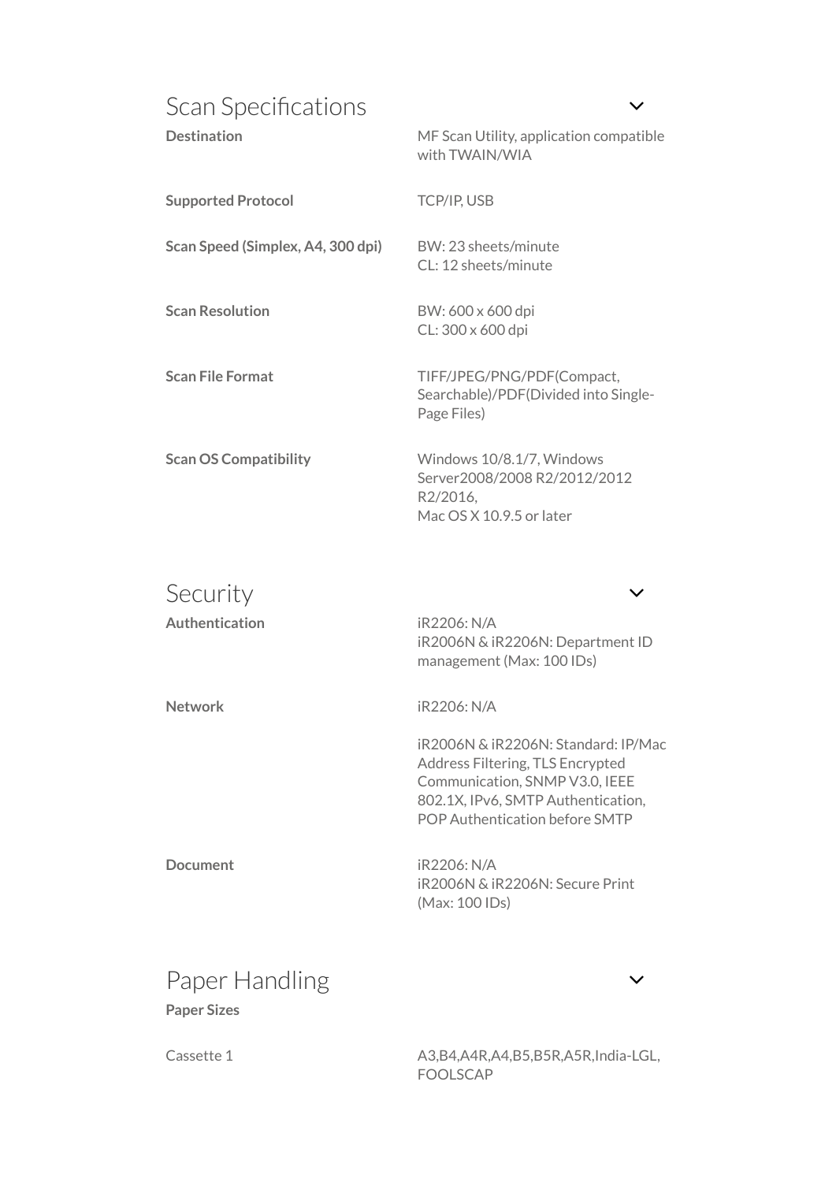## Scan Specifications

| | |
|---|---|
| **Destination** | MF Scan Utility, application compatible with TWAIN/WIA |
| **Supported Protocol** | TCP/IP, USB |
| **Scan Speed (Simplex, A4, 300 dpi)** | BW: 23 sheets/minute<br>CL: 12 sheets/minute |
| **Scan Resolution** | BW: 600 x 600 dpi<br>CL: 300 x 600 dpi |
| **Scan File Format** | TIFF/JPEG/PNG/PDF(Compact, Searchable)/PDF(Divided into Single-Page Files) |
| **Scan OS Compatibility** | Windows 10/8.1/7, Windows Server2008/2008 R2/2012/2012 R2/2016,<br>Mac OS X 10.9.5 or later |

## Security

| | |
|---|---|
| **Authentication** | iR2206: N/A<br>iR2006N & iR2206N: Department ID management (Max: 100 IDs) |
| **Network** | iR2206: N/A<br><br>iR2006N & iR2206N: Standard: IP/Mac Address Filtering, TLS Encrypted Communication, SNMP V3.0, IEEE 802.1X, IPv6, SMTP Authentication, POP Authentication before SMTP |
| **Document** | iR2206: N/A<br>iR2006N & iR2206N: Secure Print (Max: 100 IDs) |

## Paper Handling

**Paper Sizes**

| | |
|---|---|
| Cassette 1 | A3,B4,A4R,A4,B5,B5R,A5R,India-LGL, FOOLSCAP |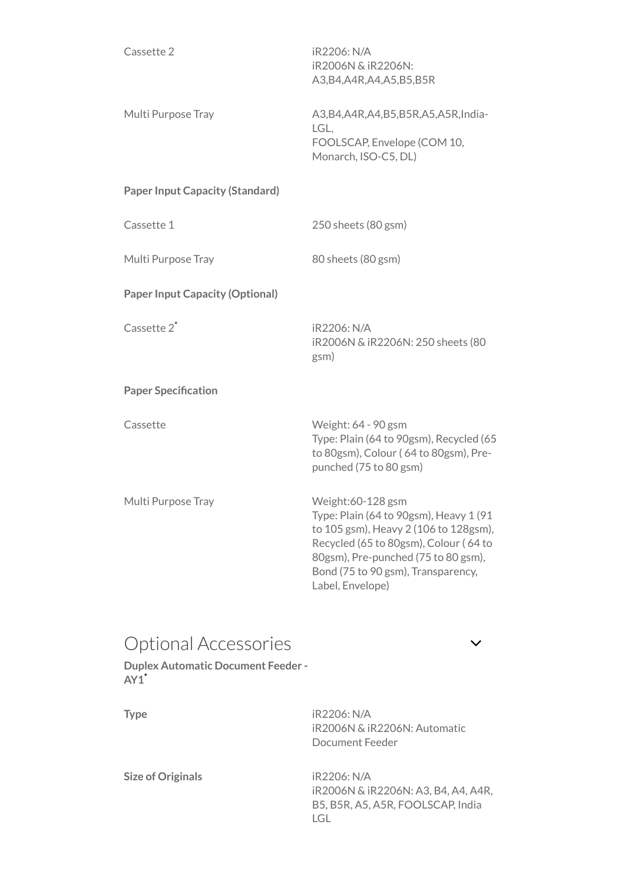| | |
|---|---|
| Cassette 2 | iR2206: N/A<br>iR2006N & iR2206N: A3,B4,A4R,A4,A5,B5,B5R |
| Multi Purpose Tray | A3,B4,A4R,A4,B5,B5R,A5,A5R,India-LGL,<br>FOOLSCAP, Envelope (COM 10, Monarch, ISO-C5, DL) |

**Paper Input Capacity (Standard)**

| | |
|---|---|
| Cassette 1 | 250 sheets (80 gsm) |
| Multi Purpose Tray | 80 sheets (80 gsm) |

**Paper Input Capacity (Optional)**

| | |
|---|---|
| Cassette 2* | iR2206: N/A<br>iR2006N & iR2206N: 250 sheets (80 gsm) |

**Paper Specification**

| | |
|---|---|
| Cassette | Weight: 64 - 90 gsm<br>Type: Plain (64 to 90gsm), Recycled (65 to 80gsm), Colour ( 64 to 80gsm), Pre-punched (75 to 80 gsm) |
| Multi Purpose Tray | Weight:60-128 gsm<br>Type: Plain (64 to 90gsm), Heavy 1 (91 to 105 gsm), Heavy 2 (106 to 128gsm), Recycled (65 to 80gsm), Colour ( 64 to 80gsm), Pre-punched (75 to 80 gsm), Bond (75 to 90 gsm), Transparency, Label, Envelope) |

## Optional Accessories

**Duplex Automatic Document Feeder - AY1***

| | |
|---|---|
| **Type** | iR2206: N/A<br>iR2006N & iR2206N: Automatic Document Feeder |
| **Size of Originals** | iR2206: N/A<br>iR2006N & iR2206N: A3, B4, A4, A4R, B5, B5R, A5, A5R, FOOLSCAP, India LGL |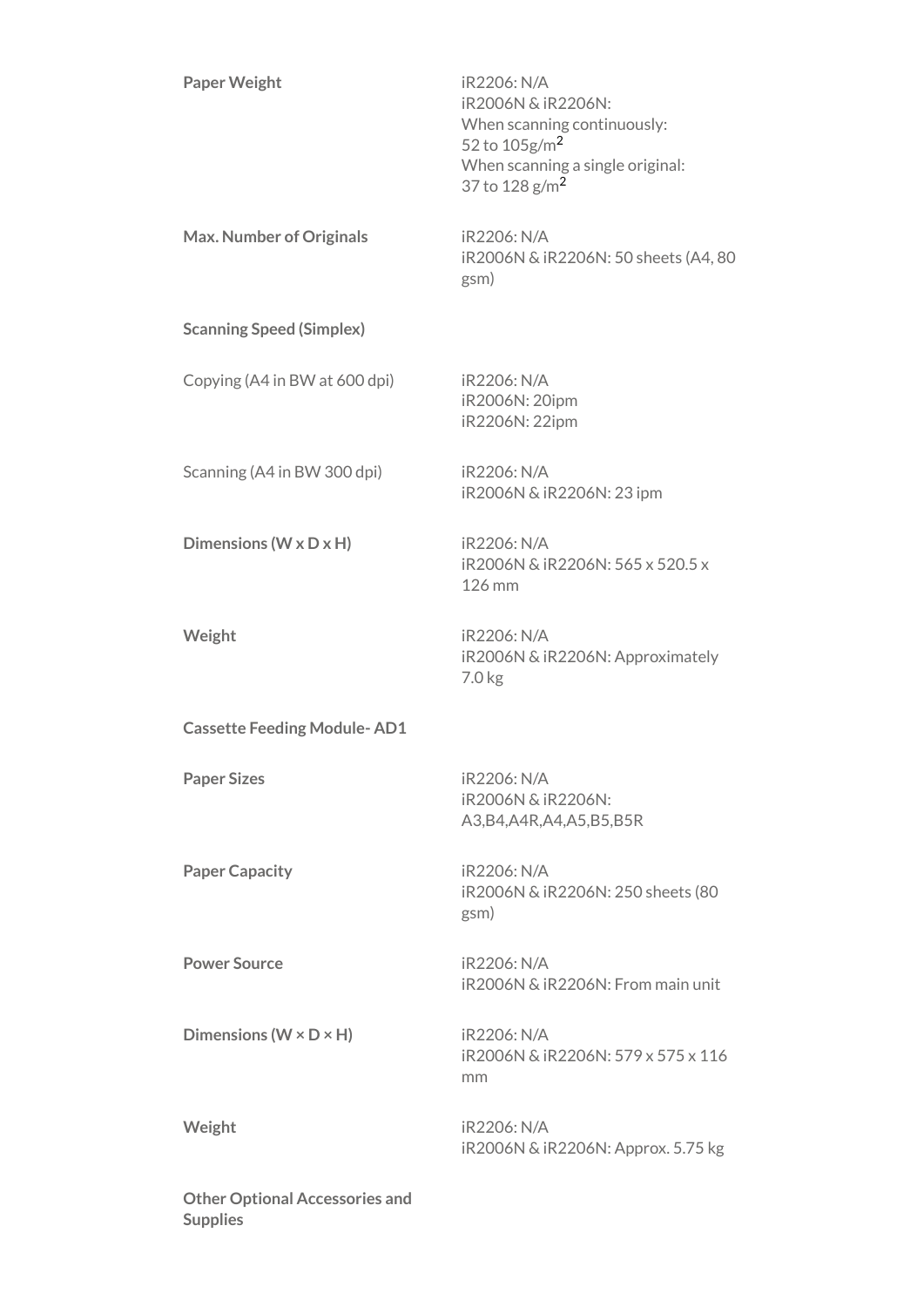| | |
|---|---|
| **Paper Weight** | iR2206: N/A<br>iR2006N & iR2206N:<br>When scanning continuously:<br>52 to 105g/$m^2$<br>When scanning a single original:<br>37 to 128 g/$m^2$ |
| **Max. Number of Originals** | iR2206: N/A<br>iR2006N & iR2206N: 50 sheets (A4, 80 gsm) |
| **Scanning Speed (Simplex)** | |
| Copying (A4 in BW at 600 dpi) | iR2206: N/A<br>iR2006N: 20ipm<br>iR2206N: 22ipm |
| Scanning (A4 in BW 300 dpi) | iR2206: N/A<br>iR2006N & iR2206N: 23 ipm |
| **Dimensions (W x D x H)** | iR2206: N/A<br>iR2006N & iR2206N: 565 x 520.5 x 126 mm |
| **Weight** | iR2206: N/A<br>iR2006N & iR2206N: Approximately 7.0 kg |
| **Cassette Feeding Module- AD1** | |
| **Paper Sizes** | iR2206: N/A<br>iR2006N & iR2206N: A3,B4,A4R,A4,A5,B5,B5R |
| **Paper Capacity** | iR2206: N/A<br>iR2006N & iR2206N: 250 sheets (80 gsm) |
| **Power Source** | iR2206: N/A<br>iR2006N & iR2206N: From main unit |
| **Dimensions (W × D × H)** | iR2206: N/A<br>iR2006N & iR2206N: 579 x 575 x 116 mm |
| **Weight** | iR2206: N/A<br>iR2006N & iR2206N: Approx. 5.75 kg |
| **Other Optional Accessories and Supplies** | |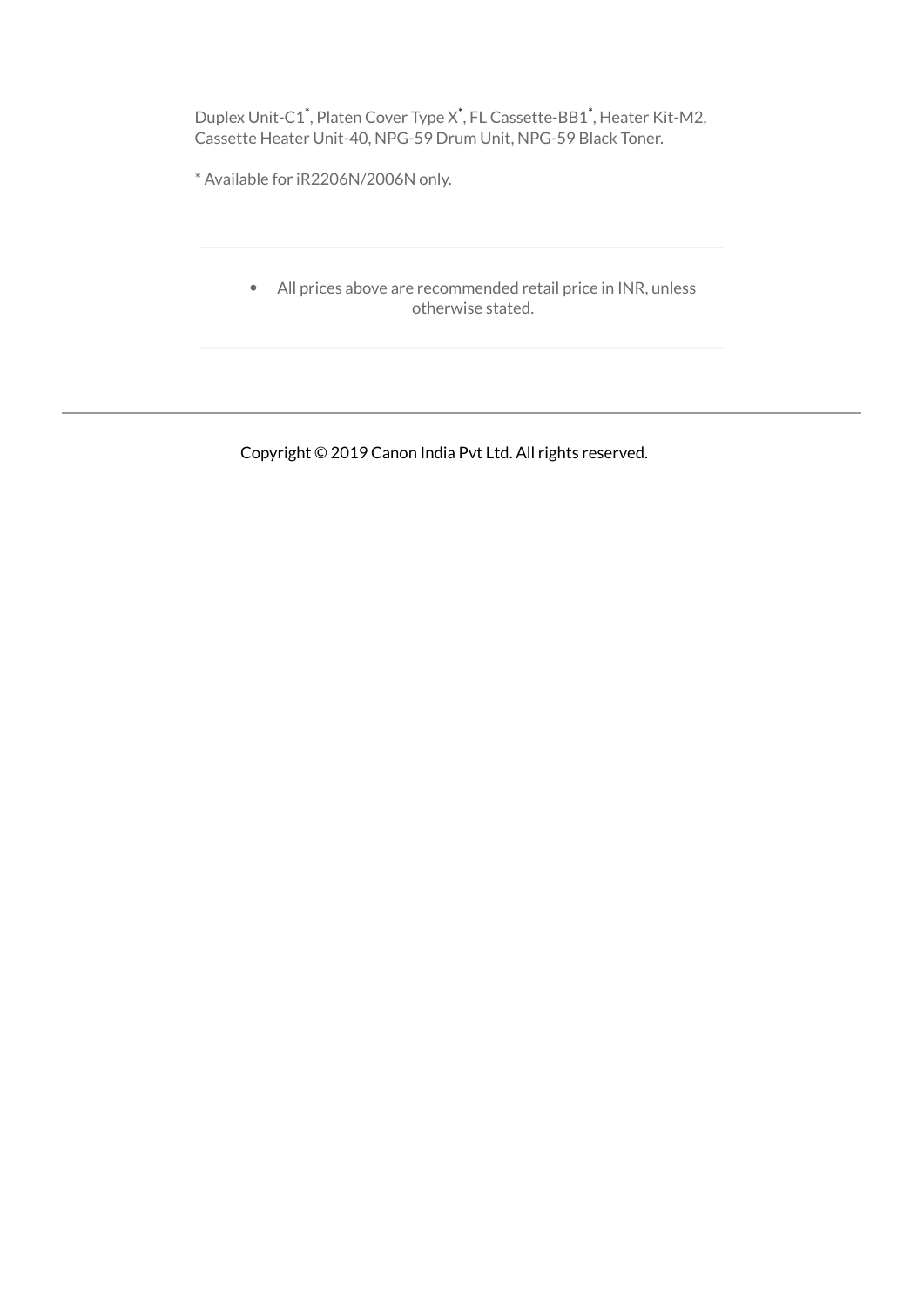Duplex Unit-C1*, Platen Cover Type X*, FL Cassette-BB1*, Heater Kit-M2, Cassette Heater Unit-40, NPG-59 Drum Unit, NPG-59 Black Toner.

* Available for iR2206N/2006N only.

---

- All prices above are recommended retail price in INR, unless otherwise stated.

---

Copyright © 2019 Canon India Pvt Ltd. All rights reserved.